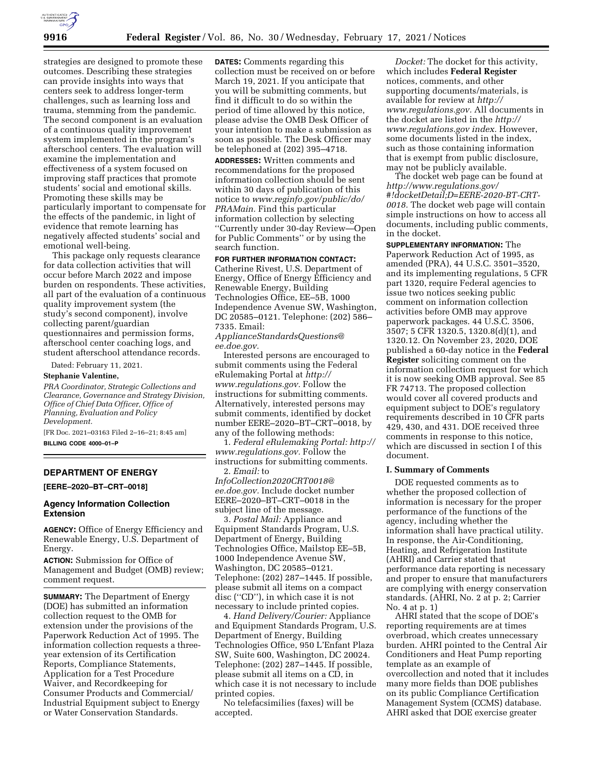strategies are designed to promote these outcomes. Describing these strategies can provide insights into ways that centers seek to address longer-term challenges, such as learning loss and trauma, stemming from the pandemic. The second component is an evaluation of a continuous quality improvement system implemented in the program's afterschool centers. The evaluation will examine the implementation and effectiveness of a system focused on improving staff practices that promote students' social and emotional skills. Promoting these skills may be particularly important to compensate for the effects of the pandemic, in light of evidence that remote learning has negatively affected students' social and emotional well-being.

This package only requests clearance for data collection activities that will occur before March 2022 and impose burden on respondents. These activities, all part of the evaluation of a continuous quality improvement system (the study's second component), involve collecting parent/guardian questionnaires and permission forms, afterschool center coaching logs, and student afterschool attendance records.

Dated: February 11, 2021.

**Stephanie Valentine,**

*PRA Coordinator, Strategic Collections and Clearance, Governance and Strategy Division, Office of Chief Data Officer, Office of Planning, Evaluation and Policy Development.*

[FR Doc. 2021–03163 Filed 2–16–21; 8:45 am]

**BILLING CODE 4000–01–P**

## DEPARTMENT OF ENERGY

**[EERE–2020–BT–CRT–0018]**

### Agency Information Collection Extension

**AGENCY:** Office of Energy Efficiency and Renewable Energy, U.S. Department of Energy.

**ACTION:** Submission for Office of Management and Budget (OMB) review; comment request.

**SUMMARY:** The Department of Energy (DOE) has submitted an information collection request to the OMB for extension under the provisions of the Paperwork Reduction Act of 1995. The information collection requests a three-year extension of its Certification Reports, Compliance Statements, Application for a Test Procedure Waiver, and Recordkeeping for Consumer Products and Commercial/Industrial Equipment subject to Energy or Water Conservation Standards.

**DATES:** Comments regarding this collection must be received on or before March 19, 2021. If you anticipate that you will be submitting comments, but find it difficult to do so within the period of time allowed by this notice, please advise the OMB Desk Officer of your intention to make a submission as soon as possible. The Desk Officer may be telephoned at (202) 395–4718.

**ADDRESSES:** Written comments and recommendations for the proposed information collection should be sent within 30 days of publication of this notice to *www.reginfo.gov/public/do/PRAMain.* Find this particular information collection by selecting "Currently under 30-day Review—Open for Public Comments" or by using the search function.

**FOR FURTHER INFORMATION CONTACT:** Catherine Rivest, U.S. Department of Energy, Office of Energy Efficiency and Renewable Energy, Building Technologies Office, EE–5B, 1000 Independence Avenue SW, Washington, DC 20585–0121. Telephone: (202) 586–7335. Email: *ApplianceStandardsQuestions@ee.doe.gov.*

Interested persons are encouraged to submit comments using the Federal eRulemaking Portal at *http://www.regulations.gov.* Follow the instructions for submitting comments. Alternatively, interested persons may submit comments, identified by docket number EERE–2020–BT–CRT–0018, by any of the following methods:

1. *Federal eRulemaking Portal: http://www.regulations.gov.* Follow the instructions for submitting comments.

2. *Email:* to *InfoCollection2020CRT0018@ee.doe.gov.* Include docket number EERE–2020–BT–CRT–0018 in the subject line of the message.

3. *Postal Mail:* Appliance and Equipment Standards Program, U.S. Department of Energy, Building Technologies Office, Mailstop EE–5B, 1000 Independence Avenue SW, Washington, DC 20585–0121. Telephone: (202) 287–1445. If possible, please submit all items on a compact disc ("CD"), in which case it is not necessary to include printed copies.

4. *Hand Delivery/Courier:* Appliance and Equipment Standards Program, U.S. Department of Energy, Building Technologies Office, 950 L'Enfant Plaza SW, Suite 600, Washington, DC 20024. Telephone: (202) 287–1445. If possible, please submit all items on a CD, in which case it is not necessary to include printed copies.

No telefacsimilies (faxes) will be accepted.

*Docket:* The docket for this activity, which includes **Federal Register** notices, comments, and other supporting documents/materials, is available for review at *http://www.regulations.gov.* All documents in the docket are listed in the *http://www.regulations.gov index.* However, some documents listed in the index, such as those containing information that is exempt from public disclosure, may not be publicly available.

The docket web page can be found at *http://www.regulations.gov/#!docketDetail;D=EERE-2020-BT-CRT-0018.* The docket web page will contain simple instructions on how to access all documents, including public comments, in the docket.

**SUPPLEMENTARY INFORMATION:** The Paperwork Reduction Act of 1995, as amended (PRA), 44 U.S.C. 3501–3520, and its implementing regulations, 5 CFR part 1320, require Federal agencies to issue two notices seeking public comment on information collection activities before OMB may approve paperwork packages. 44 U.S.C. 3506, 3507; 5 CFR 1320.5, 1320.8(d)(1), and 1320.12. On November 23, 2020, DOE published a 60-day notice in the **Federal Register** soliciting comment on the information collection request for which it is now seeking OMB approval. See 85 FR 74713. The proposed collection would cover all covered products and equipment subject to DOE's regulatory requirements described in 10 CFR parts 429, 430, and 431. DOE received three comments in response to this notice, which are discussed in section I of this document.

### I. Summary of Comments

DOE requested comments as to whether the proposed collection of information is necessary for the proper performance of the functions of the agency, including whether the information shall have practical utility. In response, the Air-Conditioning, Heating, and Refrigeration Institute (AHRI) and Carrier stated that performance data reporting is necessary and proper to ensure that manufacturers are complying with energy conservation standards. (AHRI, No. 2 at p. 2; Carrier No. 4 at p. 1)

AHRI stated that the scope of DOE's reporting requirements are at times overbroad, which creates unnecessary burden. AHRI pointed to the Central Air Conditioners and Heat Pump reporting template as an example of overcollection and noted that it includes many more fields than DOE publishes on its public Compliance Certification Management System (CCMS) database. AHRI asked that DOE exercise greater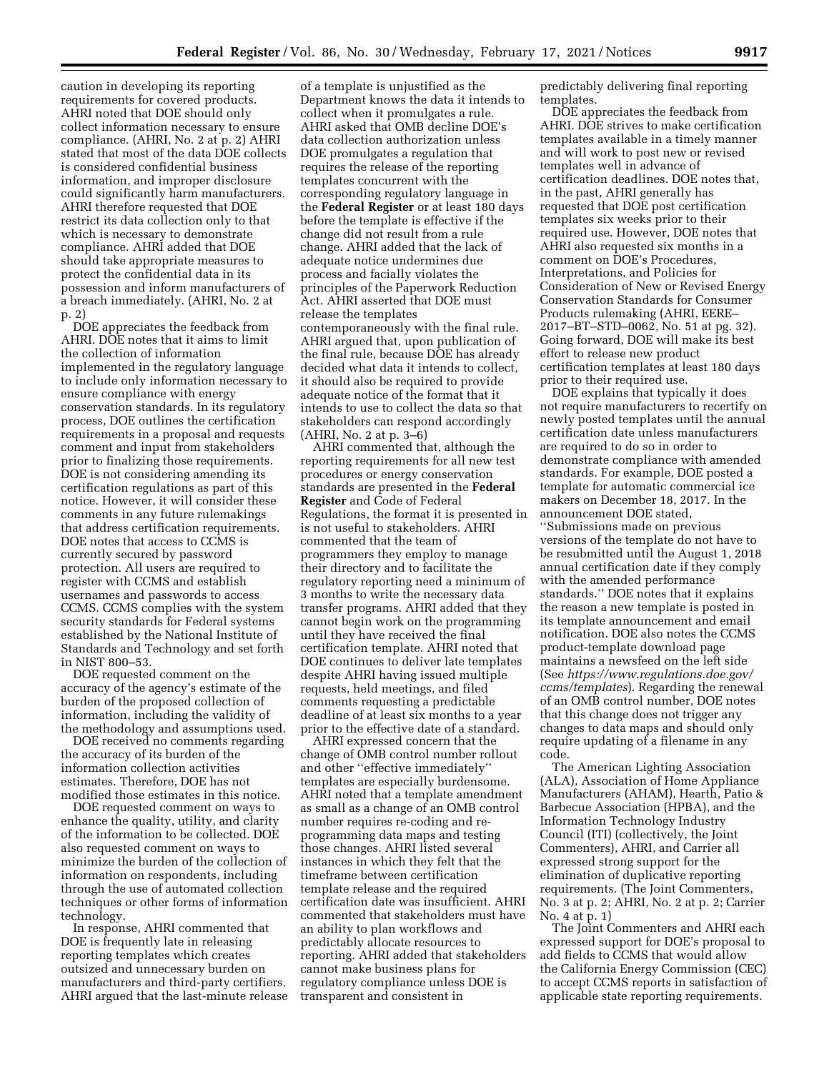caution in developing its reporting requirements for covered products. AHRI noted that DOE should only collect information necessary to ensure compliance. (AHRI, No. 2 at p. 2) AHRI stated that most of the data DOE collects is considered confidential business information, and improper disclosure could significantly harm manufacturers. AHRI therefore requested that DOE restrict its data collection only to that which is necessary to demonstrate compliance. AHRI added that DOE should take appropriate measures to protect the confidential data in its possession and inform manufacturers of a breach immediately. (AHRI, No. 2 at p. 2)

DOE appreciates the feedback from AHRI. DOE notes that it aims to limit the collection of information implemented in the regulatory language to include only information necessary to ensure compliance with energy conservation standards. In its regulatory process, DOE outlines the certification requirements in a proposal and requests comment and input from stakeholders prior to finalizing those requirements. DOE is not considering amending its certification regulations as part of this notice. However, it will consider these comments in any future rulemakings that address certification requirements. DOE notes that access to CCMS is currently secured by password protection. All users are required to register with CCMS and establish usernames and passwords to access CCMS. CCMS complies with the system security standards for Federal systems established by the National Institute of Standards and Technology and set forth in NIST 800–53.

DOE requested comment on the accuracy of the agency's estimate of the burden of the proposed collection of information, including the validity of the methodology and assumptions used.

DOE received no comments regarding the accuracy of its burden of the information collection activities estimates. Therefore, DOE has not modified those estimates in this notice.

DOE requested comment on ways to enhance the quality, utility, and clarity of the information to be collected. DOE also requested comment on ways to minimize the burden of the collection of information on respondents, including through the use of automated collection techniques or other forms of information technology.

In response, AHRI commented that DOE is frequently late in releasing reporting templates which creates outsized and unnecessary burden on manufacturers and third-party certifiers. AHRI argued that the last-minute release of a template is unjustified as the Department knows the data it intends to collect when it promulgates a rule. AHRI asked that OMB decline DOE's data collection authorization unless DOE promulgates a regulation that requires the release of the reporting templates concurrent with the corresponding regulatory language in the **Federal Register** or at least 180 days before the template is effective if the change did not result from a rule change. AHRI added that the lack of adequate notice undermines due process and facially violates the principles of the Paperwork Reduction Act. AHRI asserted that DOE must release the templates contemporaneously with the final rule. AHRI argued that, upon publication of the final rule, because DOE has already decided what data it intends to collect, it should also be required to provide adequate notice of the format that it intends to use to collect the data so that stakeholders can respond accordingly (AHRI, No. 2 at p. 3–6)

AHRI commented that, although the reporting requirements for all new test procedures or energy conservation standards are presented in the **Federal Register** and Code of Federal Regulations, the format it is presented in is not useful to stakeholders. AHRI commented that the team of programmers they employ to manage their directory and to facilitate the regulatory reporting need a minimum of 3 months to write the necessary data transfer programs. AHRI added that they cannot begin work on the programming until they have received the final certification template. AHRI noted that DOE continues to deliver late templates despite AHRI having issued multiple requests, held meetings, and filed comments requesting a predictable deadline of at least six months to a year prior to the effective date of a standard.

AHRI expressed concern that the change of OMB control number rollout and other ''effective immediately'' templates are especially burdensome. AHRI noted that a template amendment as small as a change of an OMB control number requires re-coding and re-programming data maps and testing those changes. AHRI listed several instances in which they felt that the timeframe between certification template release and the required certification date was insufficient. AHRI commented that stakeholders must have an ability to plan workflows and predictably allocate resources to reporting. AHRI added that stakeholders cannot make business plans for regulatory compliance unless DOE is transparent and consistent in predictably delivering final reporting templates.

DOE appreciates the feedback from AHRI. DOE strives to make certification templates available in a timely manner and will work to post new or revised templates well in advance of certification deadlines. DOE notes that, in the past, AHRI generally has requested that DOE post certification templates six weeks prior to their required use. However, DOE notes that AHRI also requested six months in a comment on DOE's Procedures, Interpretations, and Policies for Consideration of New or Revised Energy Conservation Standards for Consumer Products rulemaking (AHRI, EERE–2017–BT–STD–0062, No. 51 at pg. 32). Going forward, DOE will make its best effort to release new product certification templates at least 180 days prior to their required use.

DOE explains that typically it does not require manufacturers to recertify on newly posted templates until the annual certification date unless manufacturers are required to do so in order to demonstrate compliance with amended standards. For example, DOE posted a template for automatic commercial ice makers on December 18, 2017. In the announcement DOE stated, ''Submissions made on previous versions of the template do not have to be resubmitted until the August 1, 2018 annual certification date if they comply with the amended performance standards.'' DOE notes that it explains the reason a new template is posted in its template announcement and email notification. DOE also notes the CCMS product-template download page maintains a newsfeed on the left side (See *https://www.regulations.doe.gov/ccms/templates*). Regarding the renewal of an OMB control number, DOE notes that this change does not trigger any changes to data maps and should only require updating of a filename in any code.

The American Lighting Association (ALA), Association of Home Appliance Manufacturers (AHAM), Hearth, Patio & Barbecue Association (HPBA), and the Information Technology Industry Council (ITI) (collectively, the Joint Commenters), AHRI, and Carrier all expressed strong support for the elimination of duplicative reporting requirements. (The Joint Commenters, No. 3 at p. 2; AHRI, No. 2 at p. 2; Carrier No. 4 at p. 1)

The Joint Commenters and AHRI each expressed support for DOE's proposal to add fields to CCMS that would allow the California Energy Commission (CEC) to accept CCMS reports in satisfaction of applicable state reporting requirements.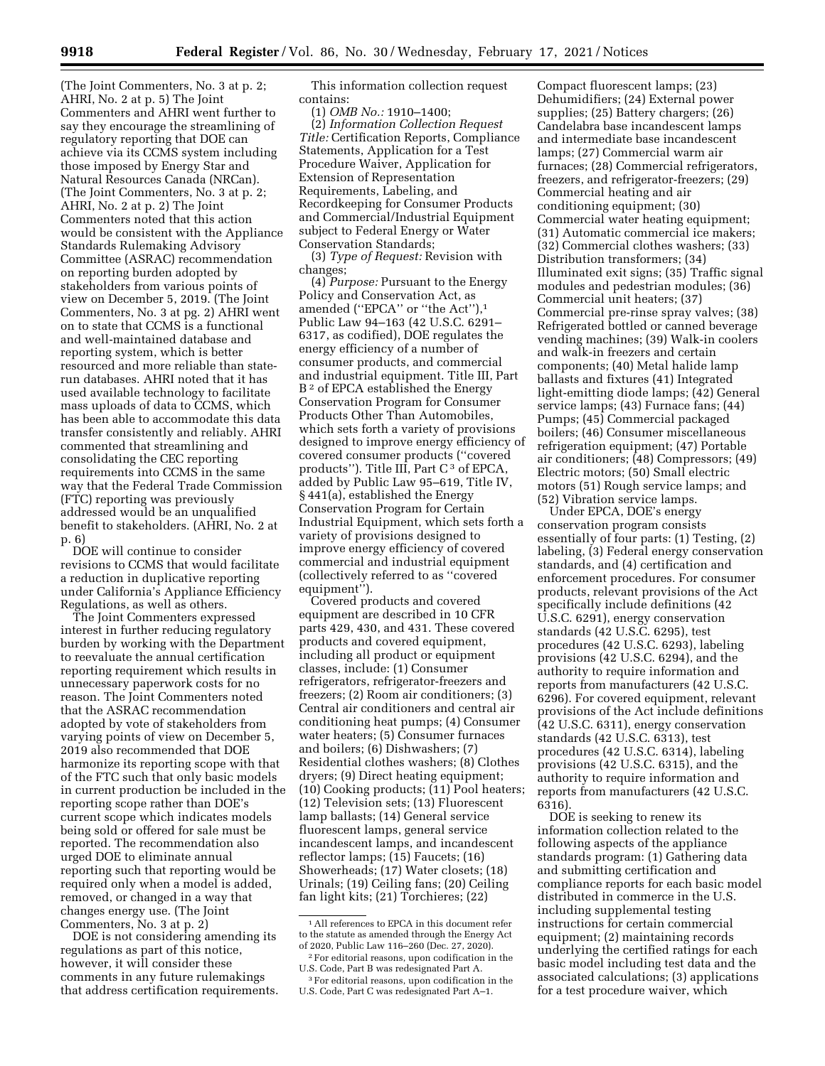(The Joint Commenters, No. 3 at p. 2; AHRI, No. 2 at p. 5) The Joint Commenters and AHRI went further to say they encourage the streamlining of regulatory reporting that DOE can achieve via its CCMS system including those imposed by Energy Star and Natural Resources Canada (NRCan). (The Joint Commenters, No. 3 at p. 2; AHRI, No. 2 at p. 2) The Joint Commenters noted that this action would be consistent with the Appliance Standards Rulemaking Advisory Committee (ASRAC) recommendation on reporting burden adopted by stakeholders from various points of view on December 5, 2019. (The Joint Commenters, No. 3 at pg. 2) AHRI went on to state that CCMS is a functional and well-maintained database and reporting system, which is better resourced and more reliable than state-run databases. AHRI noted that it has used available technology to facilitate mass uploads of data to CCMS, which has been able to accommodate this data transfer consistently and reliably. AHRI commented that streamlining and consolidating the CEC reporting requirements into CCMS in the same way that the Federal Trade Commission (FTC) reporting was previously addressed would be an unqualified benefit to stakeholders. (AHRI, No. 2 at p. 6)

DOE will continue to consider revisions to CCMS that would facilitate a reduction in duplicative reporting under California's Appliance Efficiency Regulations, as well as others.

The Joint Commenters expressed interest in further reducing regulatory burden by working with the Department to reevaluate the annual certification reporting requirement which results in unnecessary paperwork costs for no reason. The Joint Commenters noted that the ASRAC recommendation adopted by vote of stakeholders from varying points of view on December 5, 2019 also recommended that DOE harmonize its reporting scope with that of the FTC such that only basic models in current production be included in the reporting scope rather than DOE's current scope which indicates models being sold or offered for sale must be reported. The recommendation also urged DOE to eliminate annual reporting such that reporting would be required only when a model is added, removed, or changed in a way that changes energy use. (The Joint Commenters, No. 3 at p. 2)

DOE is not considering amending its regulations as part of this notice, however, it will consider these comments in any future rulemakings that address certification requirements.

This information collection request contains:

(1) *OMB No.:* 1910–1400;

(2) *Information Collection Request Title:* Certification Reports, Compliance Statements, Application for a Test Procedure Waiver, Application for Extension of Representation Requirements, Labeling, and Recordkeeping for Consumer Products and Commercial/Industrial Equipment subject to Federal Energy or Water Conservation Standards;

(3) *Type of Request:* Revision with changes;

(4) *Purpose:* Pursuant to the Energy Policy and Conservation Act, as amended ("EPCA" or "the Act"),[1] Public Law 94–163 (42 U.S.C. 6291–6317, as codified), DOE regulates the energy efficiency of a number of consumer products, and commercial and industrial equipment. Title III, Part B[2] of EPCA established the Energy Conservation Program for Consumer Products Other Than Automobiles, which sets forth a variety of provisions designed to improve energy efficiency of covered consumer products ("covered products"). Title III, Part C[3] of EPCA, added by Public Law 95–619, Title IV, § 441(a), established the Energy Conservation Program for Certain Industrial Equipment, which sets forth a variety of provisions designed to improve energy efficiency of covered commercial and industrial equipment (collectively referred to as "covered equipment").

Covered products and covered equipment are described in 10 CFR parts 429, 430, and 431. These covered products and covered equipment, including all product or equipment classes, include: (1) Consumer refrigerators, refrigerator-freezers and freezers; (2) Room air conditioners; (3) Central air conditioners and central air conditioning heat pumps; (4) Consumer water heaters; (5) Consumer furnaces and boilers; (6) Dishwashers; (7) Residential clothes washers; (8) Clothes dryers; (9) Direct heating equipment; (10) Cooking products; (11) Pool heaters; (12) Television sets; (13) Fluorescent lamp ballasts; (14) General service fluorescent lamps, general service incandescent lamps, and incandescent reflector lamps; (15) Faucets; (16) Showerheads; (17) Water closets; (18) Urinals; (19) Ceiling fans; (20) Ceiling fan light kits; (21) Torchieres; (22) Compact fluorescent lamps; (23) Dehumidifiers; (24) External power supplies; (25) Battery chargers; (26) Candelabra base incandescent lamps and intermediate base incandescent lamps; (27) Commercial warm air furnaces; (28) Commercial refrigerators, freezers, and refrigerator-freezers; (29) Commercial heating and air conditioning equipment; (30) Commercial water heating equipment; (31) Automatic commercial ice makers; (32) Commercial clothes washers; (33) Distribution transformers; (34) Illuminated exit signs; (35) Traffic signal modules and pedestrian modules; (36) Commercial unit heaters; (37) Commercial pre-rinse spray valves; (38) Refrigerated bottled or canned beverage vending machines; (39) Walk-in coolers and walk-in freezers and certain components; (40) Metal halide lamp ballasts and fixtures (41) Integrated light-emitting diode lamps; (42) General service lamps; (43) Furnace fans; (44) Pumps; (45) Commercial packaged boilers; (46) Consumer miscellaneous refrigeration equipment; (47) Portable air conditioners; (48) Compressors; (49) Electric motors; (50) Small electric motors (51) Rough service lamps; and (52) Vibration service lamps.

Under EPCA, DOE's energy conservation program consists essentially of four parts: (1) Testing, (2) labeling, (3) Federal energy conservation standards, and (4) certification and enforcement procedures. For consumer products, relevant provisions of the Act specifically include definitions (42 U.S.C. 6291), energy conservation standards (42 U.S.C. 6295), test procedures (42 U.S.C. 6293), labeling provisions (42 U.S.C. 6294), and the authority to require information and reports from manufacturers (42 U.S.C. 6296). For covered equipment, relevant provisions of the Act include definitions (42 U.S.C. 6311), energy conservation standards (42 U.S.C. 6313), test procedures (42 U.S.C. 6314), labeling provisions (42 U.S.C. 6315), and the authority to require information and reports from manufacturers (42 U.S.C. 6316).

DOE is seeking to renew its information collection related to the following aspects of the appliance standards program: (1) Gathering data and submitting certification and compliance reports for each basic model distributed in commerce in the U.S. including supplemental testing instructions for certain commercial equipment; (2) maintaining records underlying the certified ratings for each basic model including test data and the associated calculations; (3) applications for a test procedure waiver, which

---

[1] All references to EPCA in this document refer to the statute as amended through the Energy Act of 2020, Public Law 116–260 (Dec. 27, 2020).

[2] For editorial reasons, upon codification in the U.S. Code, Part B was redesignated Part A.

[3] For editorial reasons, upon codification in the U.S. Code, Part C was redesignated Part A–1.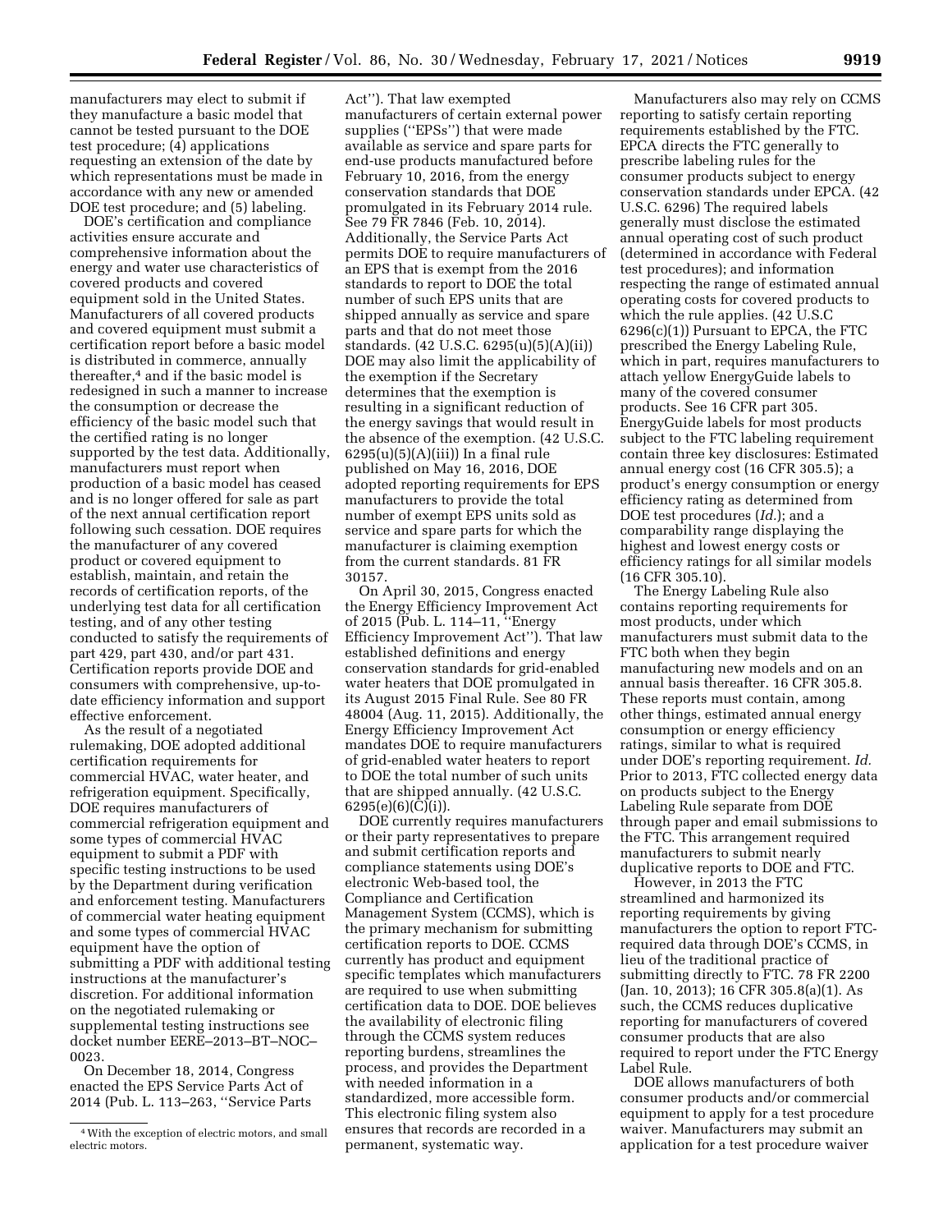manufacturers may elect to submit if they manufacture a basic model that cannot be tested pursuant to the DOE test procedure; (4) applications requesting an extension of the date by which representations must be made in accordance with any new or amended DOE test procedure; and (5) labeling.

DOE's certification and compliance activities ensure accurate and comprehensive information about the energy and water use characteristics of covered products and covered equipment sold in the United States. Manufacturers of all covered products and covered equipment must submit a certification report before a basic model is distributed in commerce, annually thereafter,[4] and if the basic model is redesigned in such a manner to increase the consumption or decrease the efficiency of the basic model such that the certified rating is no longer supported by the test data. Additionally, manufacturers must report when production of a basic model has ceased and is no longer offered for sale as part of the next annual certification report following such cessation. DOE requires the manufacturer of any covered product or covered equipment to establish, maintain, and retain the records of certification reports, of the underlying test data for all certification testing, and of any other testing conducted to satisfy the requirements of part 429, part 430, and/or part 431. Certification reports provide DOE and consumers with comprehensive, up-to-date efficiency information and support effective enforcement.

As the result of a negotiated rulemaking, DOE adopted additional certification requirements for commercial HVAC, water heater, and refrigeration equipment. Specifically, DOE requires manufacturers of commercial refrigeration equipment and some types of commercial HVAC equipment to submit a PDF with specific testing instructions to be used by the Department during verification and enforcement testing. Manufacturers of commercial water heating equipment and some types of commercial HVAC equipment have the option of submitting a PDF with additional testing instructions at the manufacturer's discretion. For additional information on the negotiated rulemaking or supplemental testing instructions see docket number EERE–2013–BT–NOC–0023.

On December 18, 2014, Congress enacted the EPS Service Parts Act of 2014 (Pub. L. 113–263, ''Service Parts Act''). That law exempted manufacturers of certain external power supplies (''EPSs'') that were made available as service and spare parts for end-use products manufactured before February 10, 2016, from the energy conservation standards that DOE promulgated in its February 2014 rule. See 79 FR 7846 (Feb. 10, 2014). Additionally, the Service Parts Act permits DOE to require manufacturers of an EPS that is exempt from the 2016 standards to report to DOE the total number of such EPS units that are shipped annually as service and spare parts and that do not meet those standards. (42 U.S.C. 6295(u)(5)(A)(ii)) DOE may also limit the applicability of the exemption if the Secretary determines that the exemption is resulting in a significant reduction of the energy savings that would result in the absence of the exemption. (42 U.S.C. 6295(u)(5)(A)(iii)) In a final rule published on May 16, 2016, DOE adopted reporting requirements for EPS manufacturers to provide the total number of exempt EPS units sold as service and spare parts for which the manufacturer is claiming exemption from the current standards. 81 FR 30157.

On April 30, 2015, Congress enacted the Energy Efficiency Improvement Act of 2015 (Pub. L. 114–11, ''Energy Efficiency Improvement Act''). That law established definitions and energy conservation standards for grid-enabled water heaters that DOE promulgated in its August 2015 Final Rule. See 80 FR 48004 (Aug. 11, 2015). Additionally, the Energy Efficiency Improvement Act mandates DOE to require manufacturers of grid-enabled water heaters to report to DOE the total number of such units that are shipped annually. (42 U.S.C. 6295(e)(6)(C)(i)).

DOE currently requires manufacturers or their party representatives to prepare and submit certification reports and compliance statements using DOE's electronic Web-based tool, the Compliance and Certification Management System (CCMS), which is the primary mechanism for submitting certification reports to DOE. CCMS currently has product and equipment specific templates which manufacturers are required to use when submitting certification data to DOE. DOE believes the availability of electronic filing through the CCMS system reduces reporting burdens, streamlines the process, and provides the Department with needed information in a standardized, more accessible form. This electronic filing system also ensures that records are recorded in a permanent, systematic way.

Manufacturers also may rely on CCMS reporting to satisfy certain reporting requirements established by the FTC. EPCA directs the FTC generally to prescribe labeling rules for the consumer products subject to energy conservation standards under EPCA. (42 U.S.C. 6296) The required labels generally must disclose the estimated annual operating cost of such product (determined in accordance with Federal test procedures); and information respecting the range of estimated annual operating costs for covered products to which the rule applies. (42 U.S.C 6296(c)(1)) Pursuant to EPCA, the FTC prescribed the Energy Labeling Rule, which in part, requires manufacturers to attach yellow EnergyGuide labels to many of the covered consumer products. See 16 CFR part 305. EnergyGuide labels for most products subject to the FTC labeling requirement contain three key disclosures: Estimated annual energy cost (16 CFR 305.5); a product's energy consumption or energy efficiency rating as determined from DOE test procedures (*Id.*); and a comparability range displaying the highest and lowest energy costs or efficiency ratings for all similar models (16 CFR 305.10).

The Energy Labeling Rule also contains reporting requirements for most products, under which manufacturers must submit data to the FTC both when they begin manufacturing new models and on an annual basis thereafter. 16 CFR 305.8. These reports must contain, among other things, estimated annual energy consumption or energy efficiency ratings, similar to what is required under DOE's reporting requirement. *Id.* Prior to 2013, FTC collected energy data on products subject to the Energy Labeling Rule separate from DOE through paper and email submissions to the FTC. This arrangement required manufacturers to submit nearly duplicative reports to DOE and FTC.

However, in 2013 the FTC streamlined and harmonized its reporting requirements by giving manufacturers the option to report FTC-required data through DOE's CCMS, in lieu of the traditional practice of submitting directly to FTC. 78 FR 2200 (Jan. 10, 2013); 16 CFR 305.8(a)(1). As such, the CCMS reduces duplicative reporting for manufacturers of covered consumer products that are also required to report under the FTC Energy Label Rule.

DOE allows manufacturers of both consumer products and/or commercial equipment to apply for a test procedure waiver. Manufacturers may submit an application for a test procedure waiver

[4] With the exception of electric motors, and small electric motors.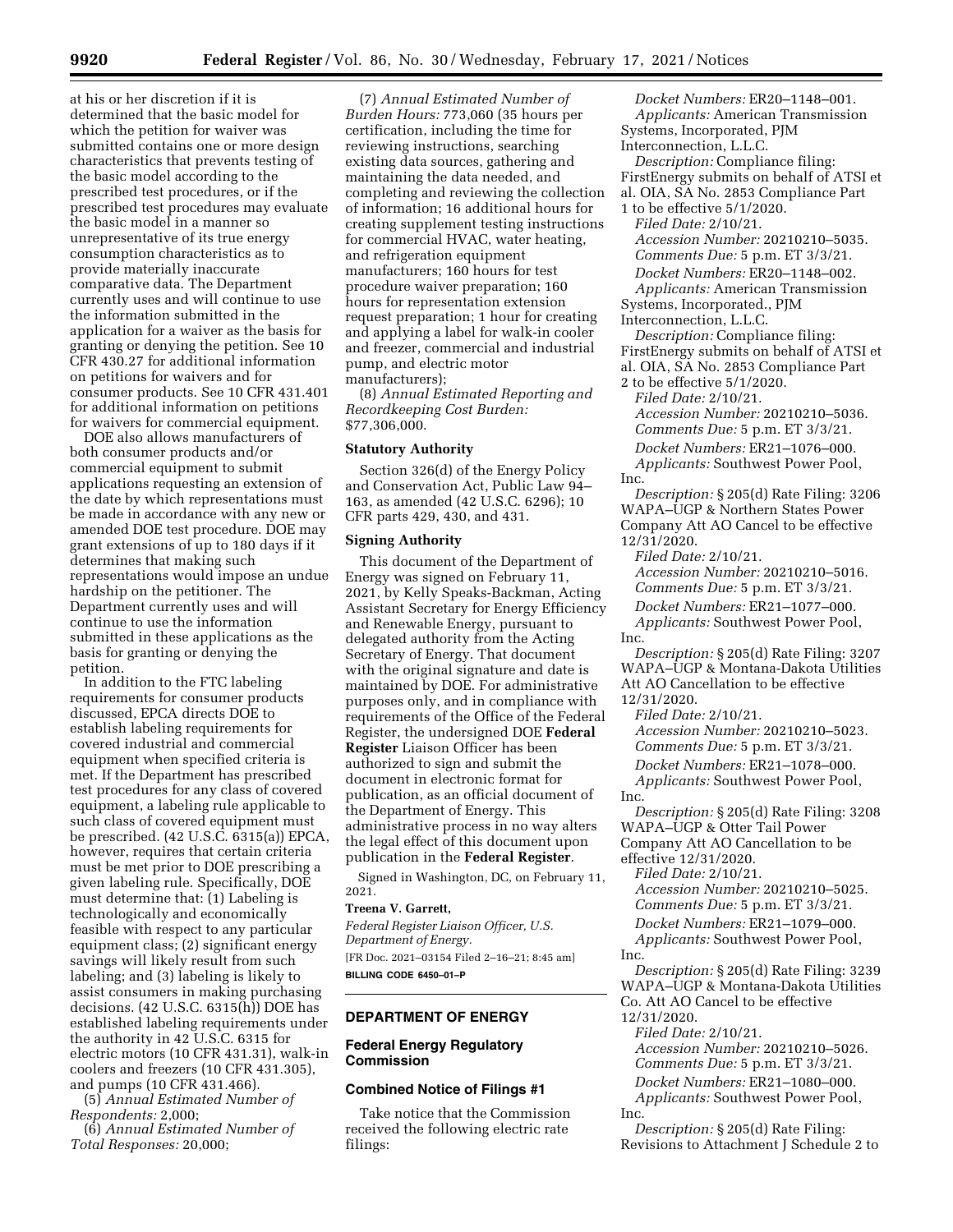at his or her discretion if it is determined that the basic model for which the petition for waiver was submitted contains one or more design characteristics that prevents testing of the basic model according to the prescribed test procedures, or if the prescribed test procedures may evaluate the basic model in a manner so unrepresentative of its true energy consumption characteristics as to provide materially inaccurate comparative data. The Department currently uses and will continue to use the information submitted in the application for a waiver as the basis for granting or denying the petition. See 10 CFR 430.27 for additional information on petitions for waivers and for consumer products. See 10 CFR 431.401 for additional information on petitions for waivers for commercial equipment.

DOE also allows manufacturers of both consumer products and/or commercial equipment to submit applications requesting an extension of the date by which representations must be made in accordance with any new or amended DOE test procedure. DOE may grant extensions of up to 180 days if it determines that making such representations would impose an undue hardship on the petitioner. The Department currently uses and will continue to use the information submitted in these applications as the basis for granting or denying the petition.

In addition to the FTC labeling requirements for consumer products discussed, EPCA directs DOE to establish labeling requirements for covered industrial and commercial equipment when specified criteria is met. If the Department has prescribed test procedures for any class of covered equipment, a labeling rule applicable to such class of covered equipment must be prescribed. (42 U.S.C. 6315(a)) EPCA, however, requires that certain criteria must be met prior to DOE prescribing a given labeling rule. Specifically, DOE must determine that: (1) Labeling is technologically and economically feasible with respect to any particular equipment class; (2) significant energy savings will likely result from such labeling; and (3) labeling is likely to assist consumers in making purchasing decisions. (42 U.S.C. 6315(h)) DOE has established labeling requirements under the authority in 42 U.S.C. 6315 for electric motors (10 CFR 431.31), walk-in coolers and freezers (10 CFR 431.305), and pumps (10 CFR 431.466).

(5) *Annual Estimated Number of Respondents:* 2,000;

(6) *Annual Estimated Number of Total Responses:* 20,000;

(7) *Annual Estimated Number of Burden Hours:* 773,060 (35 hours per certification, including the time for reviewing instructions, searching existing data sources, gathering and maintaining the data needed, and completing and reviewing the collection of information; 16 additional hours for creating supplement testing instructions for commercial HVAC, water heating, and refrigeration equipment manufacturers; 160 hours for test procedure waiver preparation; 160 hours for representation extension request preparation; 1 hour for creating and applying a label for walk-in cooler and freezer, commercial and industrial pump, and electric motor manufacturers);

(8) *Annual Estimated Reporting and Recordkeeping Cost Burden:* $77,306,000.

**Statutory Authority**

Section 326(d) of the Energy Policy and Conservation Act, Public Law 94–163, as amended (42 U.S.C. 6296); 10 CFR parts 429, 430, and 431.

**Signing Authority**

This document of the Department of Energy was signed on February 11, 2021, by Kelly Speaks-Backman, Acting Assistant Secretary for Energy Efficiency and Renewable Energy, pursuant to delegated authority from the Acting Secretary of Energy. That document with the original signature and date is maintained by DOE. For administrative purposes only, and in compliance with requirements of the Office of the Federal Register, the undersigned DOE **Federal Register** Liaison Officer has been authorized to sign and submit the document in electronic format for publication, as an official document of the Department of Energy. This administrative process in no way alters the legal effect of this document upon publication in the **Federal Register**.

Signed in Washington, DC, on February 11, 2021.

**Treena V. Garrett,**

*Federal Register Liaison Officer, U.S. Department of Energy.*

[FR Doc. 2021–03154 Filed 2–16–21; 8:45 am]

**BILLING CODE 6450–01–P**

## DEPARTMENT OF ENERGY

### Federal Energy Regulatory Commission

### Combined Notice of Filings #1

Take notice that the Commission received the following electric rate filings:

*Docket Numbers:* ER20–1148–001.
*Applicants:* American Transmission Systems, Incorporated, PJM Interconnection, L.L.C.
*Description:* Compliance filing: FirstEnergy submits on behalf of ATSI et al. OIA, SA No. 2853 Compliance Part 1 to be effective 5/1/2020.
*Filed Date:* 2/10/21.
*Accession Number:* 20210210–5035.
*Comments Due:* 5 p.m. ET 3/3/21.

*Docket Numbers:* ER20–1148–002.
*Applicants:* American Transmission Systems, Incorporated., PJM Interconnection, L.L.C.
*Description:* Compliance filing: FirstEnergy submits on behalf of ATSI et al. OIA, SA No. 2853 Compliance Part 2 to be effective 5/1/2020.
*Filed Date:* 2/10/21.
*Accession Number:* 20210210–5036.
*Comments Due:* 5 p.m. ET 3/3/21.

*Docket Numbers:* ER21–1076–000.
*Applicants:* Southwest Power Pool, Inc.
*Description:* § 205(d) Rate Filing: 3206 WAPA–UGP & Northern States Power Company Att AO Cancel to be effective 12/31/2020.
*Filed Date:* 2/10/21.
*Accession Number:* 20210210–5016.
*Comments Due:* 5 p.m. ET 3/3/21.

*Docket Numbers:* ER21–1077–000.
*Applicants:* Southwest Power Pool, Inc.
*Description:* § 205(d) Rate Filing: 3207 WAPA–UGP & Montana-Dakota Utilities Att AO Cancellation to be effective 12/31/2020.
*Filed Date:* 2/10/21.
*Accession Number:* 20210210–5023.
*Comments Due:* 5 p.m. ET 3/3/21.

*Docket Numbers:* ER21–1078–000.
*Applicants:* Southwest Power Pool, Inc.
*Description:* § 205(d) Rate Filing: 3208 WAPA–UGP & Otter Tail Power Company Att AO Cancellation to be effective 12/31/2020.
*Filed Date:* 2/10/21.
*Accession Number:* 20210210–5025.
*Comments Due:* 5 p.m. ET 3/3/21.

*Docket Numbers:* ER21–1079–000.
*Applicants:* Southwest Power Pool, Inc.
*Description:* § 205(d) Rate Filing: 3239 WAPA–UGP & Montana-Dakota Utilities Co. Att AO Cancel to be effective 12/31/2020.
*Filed Date:* 2/10/21.
*Accession Number:* 20210210–5026.
*Comments Due:* 5 p.m. ET 3/3/21.

*Docket Numbers:* ER21–1080–000.
*Applicants:* Southwest Power Pool, Inc.
*Description:* § 205(d) Rate Filing: Revisions to Attachment J Schedule 2 to